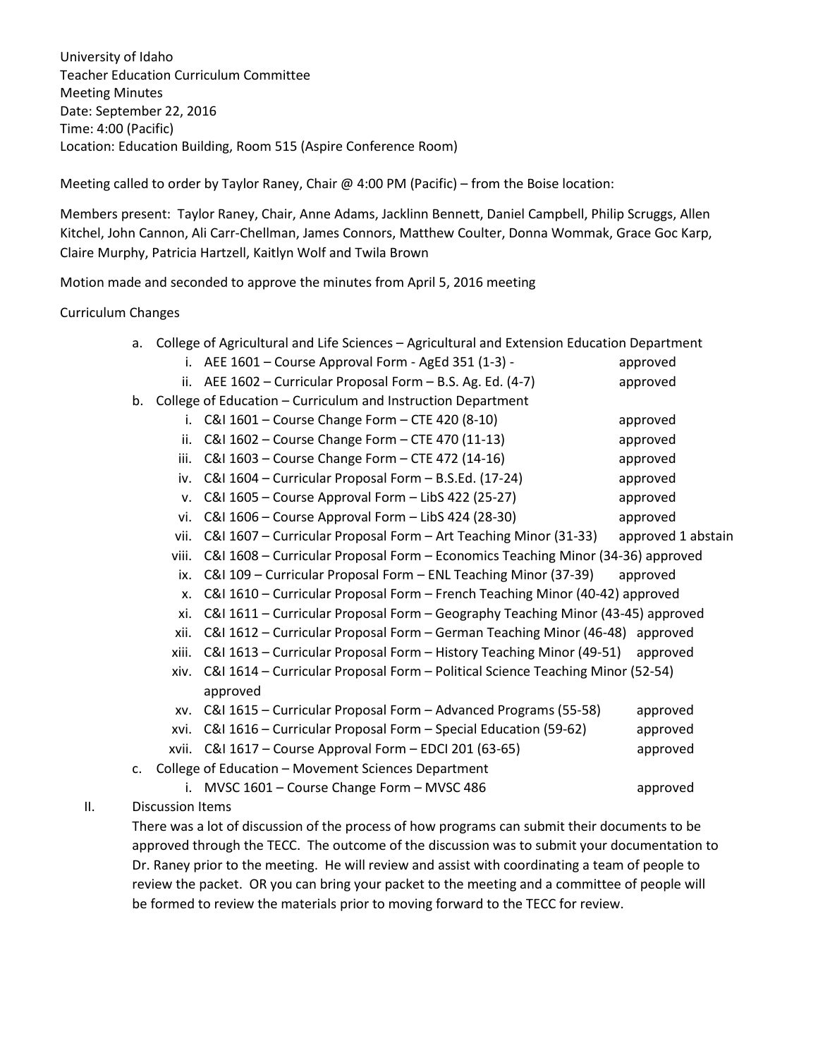University of Idaho
Teacher Education Curriculum Committee
Meeting Minutes
Date: September 22, 2016
Time: 4:00 (Pacific)
Location: Education Building, Room 515 (Aspire Conference Room)

Meeting called to order by Taylor Raney, Chair @ 4:00 PM (Pacific) – from the Boise location:

Members present: Taylor Raney, Chair, Anne Adams, Jacklinn Bennett, Daniel Campbell, Philip Scruggs, Allen Kitchel, John Cannon, Ali Carr-Chellman, James Connors, Matthew Coulter, Donna Wommak, Grace Goc Karp, Claire Murphy, Patricia Hartzell, Kaitlyn Wolf and Twila Brown

Motion made and seconded to approve the minutes from April 5, 2016 meeting

Curriculum Changes

a. College of Agricultural and Life Sciences – Agricultural and Extension Education Department
   i. AEE 1601 – Course Approval Form - AgEd 351 (1-3) - approved
   ii. AEE 1602 – Curricular Proposal Form – B.S. Ag. Ed. (4-7) approved
b. College of Education – Curriculum and Instruction Department
   i. C&I 1601 – Course Change Form – CTE 420 (8-10) approved
   ii. C&I 1602 – Course Change Form – CTE 470 (11-13) approved
   iii. C&I 1603 – Course Change Form – CTE 472 (14-16) approved
   iv. C&I 1604 – Curricular Proposal Form – B.S.Ed. (17-24) approved
   v. C&I 1605 – Course Approval Form – LibS 422 (25-27) approved
   vi. C&I 1606 – Course Approval Form – LibS 424 (28-30) approved
   vii. C&I 1607 – Curricular Proposal Form – Art Teaching Minor (31-33) approved 1 abstain
   viii. C&I 1608 – Curricular Proposal Form – Economics Teaching Minor (34-36) approved
   ix. C&I 109 – Curricular Proposal Form – ENL Teaching Minor (37-39) approved
   x. C&I 1610 – Curricular Proposal Form – French Teaching Minor (40-42) approved
   xi. C&I 1611 – Curricular Proposal Form – Geography Teaching Minor (43-45) approved
   xii. C&I 1612 – Curricular Proposal Form – German Teaching Minor (46-48) approved
   xiii. C&I 1613 – Curricular Proposal Form – History Teaching Minor (49-51) approved
   xiv. C&I 1614 – Curricular Proposal Form – Political Science Teaching Minor (52-54) approved
   xv. C&I 1615 – Curricular Proposal Form – Advanced Programs (55-58) approved
   xvi. C&I 1616 – Curricular Proposal Form – Special Education (59-62) approved
   xvii. C&I 1617 – Course Approval Form – EDCI 201 (63-65) approved
c. College of Education – Movement Sciences Department
   i. MVSC 1601 – Course Change Form – MVSC 486 approved

II. Discussion Items

There was a lot of discussion of the process of how programs can submit their documents to be approved through the TECC. The outcome of the discussion was to submit your documentation to Dr. Raney prior to the meeting. He will review and assist with coordinating a team of people to review the packet. OR you can bring your packet to the meeting and a committee of people will be formed to review the materials prior to moving forward to the TECC for review.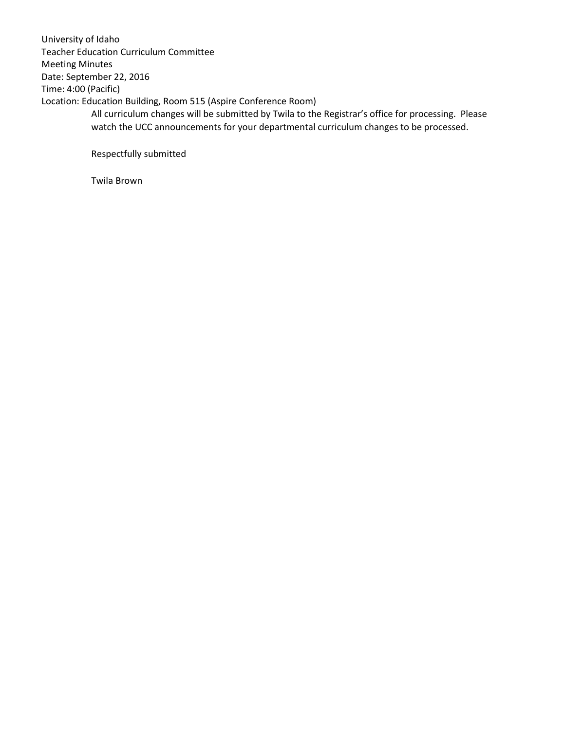University of Idaho
Teacher Education Curriculum Committee
Meeting Minutes
Date: September 22, 2016
Time: 4:00 (Pacific)
Location: Education Building, Room 515 (Aspire Conference Room)

All curriculum changes will be submitted by Twila to the Registrar's office for processing. Please watch the UCC announcements for your departmental curriculum changes to be processed.

Respectfully submitted

Twila Brown